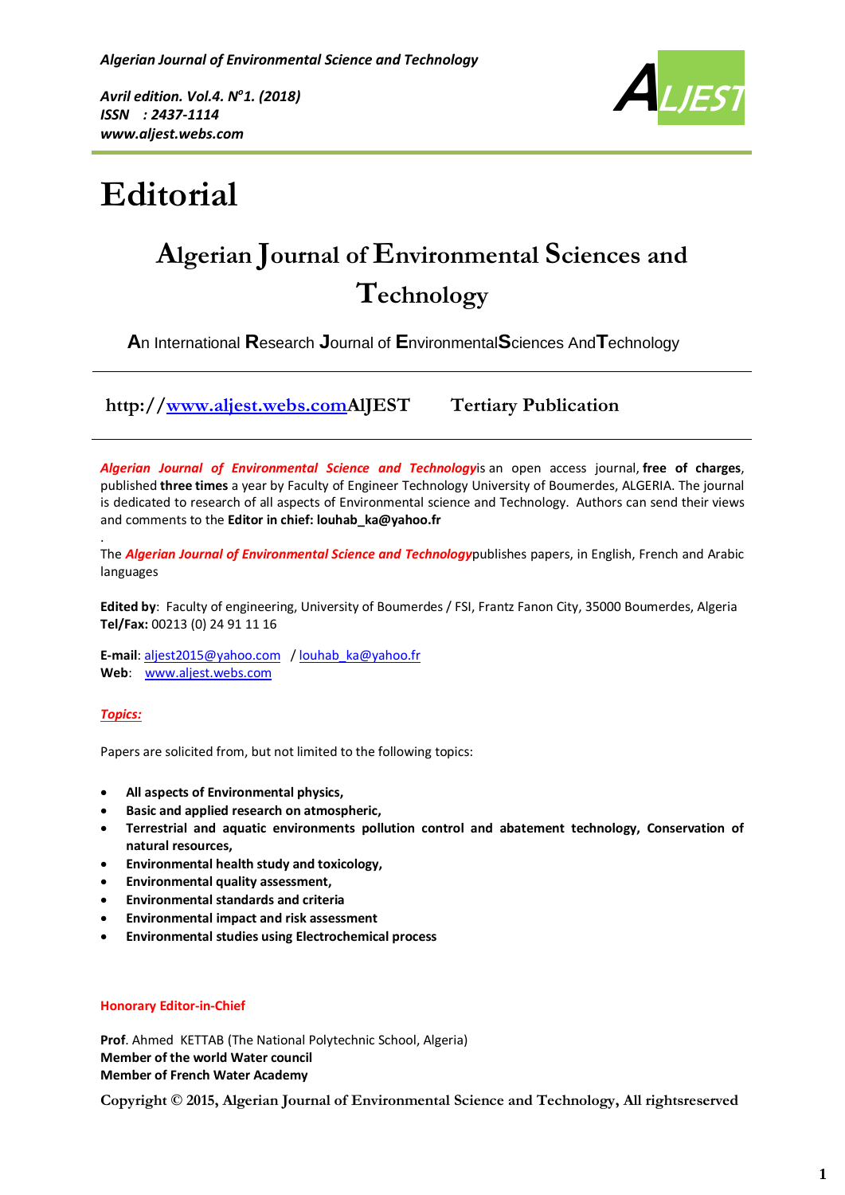# Editorial

## Algerian Journal of Environmental Sciences and Technology

**A**n International **R**esearch **J**ournal of **E**nvironmental**S**ciences And**T**echnology

**http://www.aljest.webs.comAlJEST Tertiary Publication**

***Algerian Journal of Environmental Science and Technology***is an open access journal, **free of charges**, published **three times** a year by Faculty of Engineer Technology University of Boumerdes, ALGERIA. The journal is dedicated to research of all aspects of Environmental science and Technology. Authors can send their views and comments to the **Editor in chief: louhab_ka@yahoo.fr**

.

The ***Algerian Journal of Environmental Science and Technology***publishes papers, in English, French and Arabic languages

**Edited by**: Faculty of engineering, University of Boumerdes / FSI, Frantz Fanon City, 35000 Boumerdes, Algeria
**Tel/Fax:** 00213 (0) 24 91 11 16

**E-mail**: aljest2015@yahoo.com / louhab_ka@yahoo.fr
**Web**: www.aljest.webs.com

***Topics:***

Papers are solicited from, but not limited to the following topics:

- **All aspects of Environmental physics,**
- **Basic and applied research on atmospheric,**
- **Terrestrial and aquatic environments pollution control and abatement technology, Conservation of natural resources,**
- **Environmental health study and toxicology,**
- **Environmental quality assessment,**
- **Environmental standards and criteria**
- **Environmental impact and risk assessment**
- **Environmental studies using Electrochemical process**

**Honorary Editor-in-Chief**

**Prof**. Ahmed KETTAB (The National Polytechnic School, Algeria)
**Member of the world Water council**
**Member of French Water Academy**

**Copyright © 2015, Algerian Journal of Environmental Science and Technology, All rightsreserved**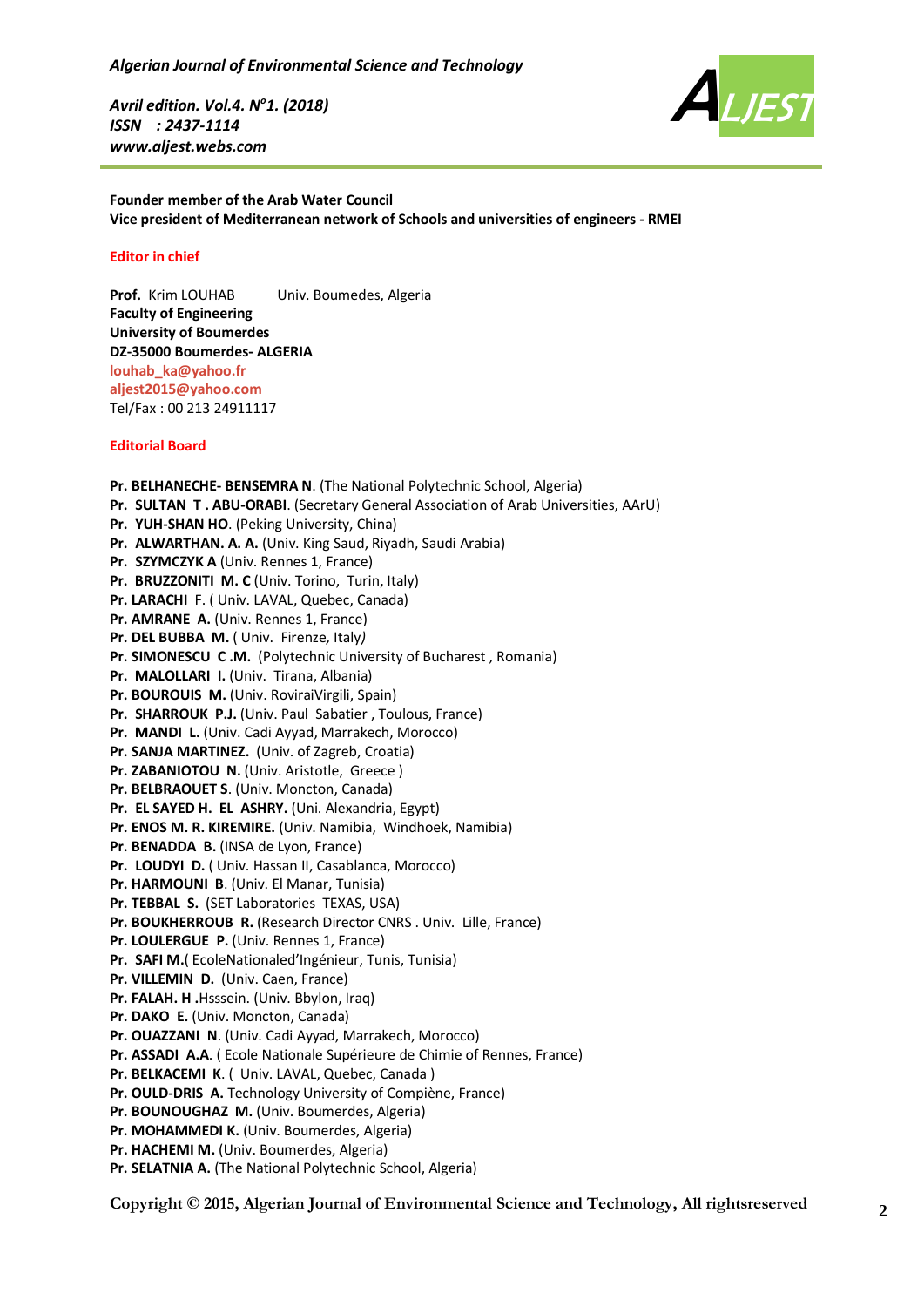**Founder member of the Arab Water Council**
**Vice president of Mediterranean network of Schools and universities of engineers - RMEI**

## Editor in chief

**Prof.** Krim LOUHAB Univ. Boumedes, Algeria
**Faculty of Engineering**
**University of Boumerdes**
**DZ-35000 Boumerdes- ALGERIA**
louhab_ka@yahoo.fr
aljest2015@yahoo.com
Tel/Fax : 00 213 24911117

## Editorial Board

**Pr. BELHANECHE- BENSEMRA N**. (The National Polytechnic School, Algeria)
**Pr. SULTAN T . ABU-ORABI**. (Secretary General Association of Arab Universities, AArU)
**Pr. YUH-SHAN HO**. (Peking University, China)
**Pr. ALWARTHAN. A. A.** (Univ. King Saud, Riyadh, Saudi Arabia)
**Pr. SZYMCZYK A** (Univ. Rennes 1, France)
**Pr. BRUZZONITI M. C** (Univ. Torino, Turin, Italy)
**Pr. LARACHI** F. ( Univ. LAVAL, Quebec, Canada)
**Pr. AMRANE A.** (Univ. Rennes 1, France)
**Pr. DEL BUBBA M.** ( Univ. Firenze*,* Italy*)*
**Pr. SIMONESCU C .M.** (Polytechnic University of Bucharest , Romania)
**Pr. MALOLLARI I.** (Univ. Tirana, Albania)
**Pr. BOUROUIS M.** (Univ. RoviraiVirgili, Spain)
**Pr. SHARROUK P.J.** (Univ. Paul Sabatier , Toulous, France)
**Pr. MANDI L.** (Univ. Cadi Ayyad, Marrakech, Morocco)
**Pr. SANJA MARTINEZ.** (Univ. of Zagreb, Croatia)
**Pr. ZABANIOTOU N.** (Univ. Aristotle, Greece )
**Pr. BELBRAOUET S**. (Univ. Moncton, Canada)
**Pr. EL SAYED H. EL ASHRY.** (Uni. Alexandria, Egypt)
**Pr. ENOS M. R. KIREMIRE.** (Univ. Namibia, Windhoek, Namibia)
**Pr. BENADDA B.** (INSA de Lyon, France)
**Pr. LOUDYI D.** ( Univ. Hassan II, Casablanca, Morocco)
**Pr. HARMOUNI B**. (Univ. El Manar, Tunisia)
**Pr. TEBBAL S.** (SET Laboratories TEXAS, USA)
**Pr. BOUKHERROUB R.** (Research Director CNRS . Univ. Lille, France)
**Pr. LOULERGUE P.** (Univ. Rennes 1, France)
**Pr. SAFI M.**( EcoleNationaled'Ingénieur, Tunis, Tunisia)
**Pr. VILLEMIN D.** (Univ. Caen, France)
**Pr. FALAH. H .**Hsssein. (Univ. Bbylon, Iraq)
**Pr. DAKO E.** (Univ. Moncton, Canada)
**Pr. OUAZZANI N**. (Univ. Cadi Ayyad, Marrakech, Morocco)
**Pr. ASSADI A.A**. ( Ecole Nationale Supérieure de Chimie of Rennes, France)
**Pr. BELKACEMI K**. ( Univ. LAVAL, Quebec, Canada )
**Pr. OULD-DRIS A.** Technology University of Compiène, France)
**Pr. BOUNOUGHAZ M.** (Univ. Boumerdes, Algeria)
**Pr. MOHAMMEDI K.** (Univ. Boumerdes, Algeria)
**Pr. HACHEMI M.** (Univ. Boumerdes, Algeria)
**Pr. SELATNIA A.** (The National Polytechnic School, Algeria)

Copyright © 2015, Algerian Journal of Environmental Science and Technology, All rightsreserved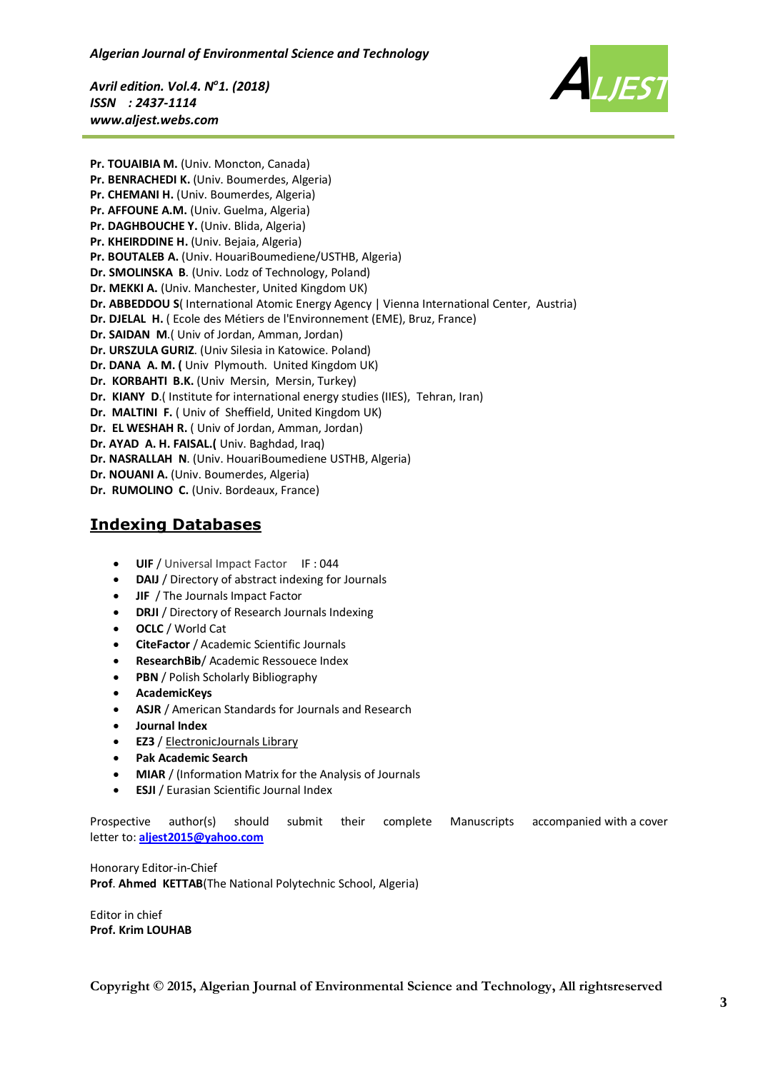**Pr. TOUAIBIA M.** (Univ. Moncton, Canada)
**Pr. BENRACHEDI K.** (Univ. Boumerdes, Algeria)
**Pr. CHEMANI H.** (Univ. Boumerdes, Algeria)
**Pr. AFFOUNE A.M.** (Univ. Guelma, Algeria)
**Pr. DAGHBOUCHE Y.** (Univ. Blida, Algeria)
**Pr. KHEIRDDINE H.** (Univ. Bejaia, Algeria)
**Pr. BOUTALEB A.** (Univ. HouariBoumediene/USTHB, Algeria)
**Dr. SMOLINSKA B**. (Univ. Lodz of Technology, Poland)
**Dr. MEKKI A.** (Univ. Manchester, United Kingdom UK)
**Dr. ABBEDDOU S**( International Atomic Energy Agency | Vienna International Center, Austria)
**Dr. DJELAL H.** ( Ecole des Métiers de l'Environnement (EME), Bruz, France)
**Dr. SAIDAN M**.( Univ of Jordan, Amman, Jordan)
**Dr. URSZULA GURIZ**. (Univ Silesia in Katowice. Poland)
**Dr. DANA A. M. (** Univ Plymouth. United Kingdom UK)
**Dr. KORBAHTI B.K.** (Univ Mersin, Mersin, Turkey)
**Dr. KIANY D**.( Institute for international energy studies (IIES), Tehran, Iran)
**Dr. MALTINI F.** ( Univ of Sheffield, United Kingdom UK)
**Dr. EL WESHAH R.** ( Univ of Jordan, Amman, Jordan)
**Dr. AYAD A. H. FAISAL.(** Univ. Baghdad, Iraq)
**Dr. NASRALLAH N**. (Univ. HouariBoumediene USTHB, Algeria)
**Dr. NOUANI A.** (Univ. Boumerdes, Algeria)
**Dr. RUMOLINO C.** (Univ. Bordeaux, France)

## Indexing Databases

- **UIF** / Universal Impact Factor IF : 044
- **DAIJ** / Directory of abstract indexing for Journals
- **JIF** / The Journals Impact Factor
- **DRJI** / Directory of Research Journals Indexing
- **OCLC** / World Cat
- **CiteFactor** / Academic Scientific Journals
- **ResearchBib**/ Academic Ressouece Index
- **PBN** / Polish Scholarly Bibliography
- **AcademicKeys**
- **ASJR** / American Standards for Journals and Research
- **Journal Index**
- **EZ3** / ElectronicJournals Library
- **Pak Academic Search**
- **MIAR** / (Information Matrix for the Analysis of Journals
- **ESJI** / Eurasian Scientific Journal Index

Prospective author(s) should submit their complete Manuscripts accompanied with a cover letter to: **aljest2015@yahoo.com**

Honorary Editor-in-Chief
**Prof**. **Ahmed KETTAB**(The National Polytechnic School, Algeria)

Editor in chief
**Prof. Krim LOUHAB**

**Copyright © 2015, Algerian Journal of Environmental Science and Technology, All rightsreserved**